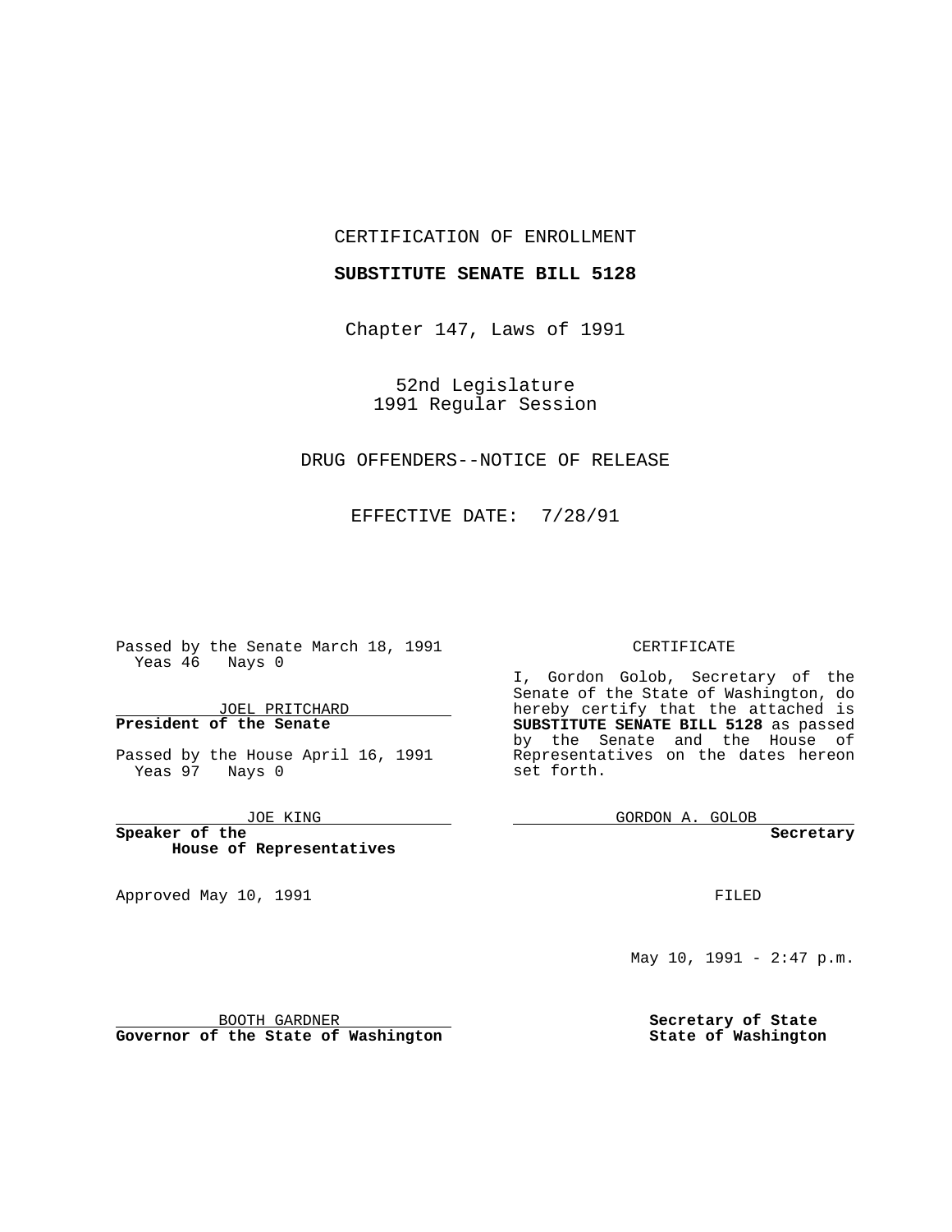CERTIFICATION OF ENROLLMENT

**SUBSTITUTE SENATE BILL 5128**

Chapter 147, Laws of 1991

52nd Legislature
1991 Regular Session

DRUG OFFENDERS--NOTICE OF RELEASE

EFFECTIVE DATE: 7/28/91

Passed by the Senate March 18, 1991
Yeas 46 Nays 0

JOEL PRITCHARD
**President of the Senate**

Passed by the House April 16, 1991
Yeas 97 Nays 0

JOE KING
**Speaker of the House of Representatives**

Approved May 10, 1991

BOOTH GARDNER
**Governor of the State of Washington**

CERTIFICATE

I, Gordon Golob, Secretary of the Senate of the State of Washington, do hereby certify that the attached is **SUBSTITUTE SENATE BILL 5128** as passed by the Senate and the House of Representatives on the dates hereon set forth.

GORDON A. GOLOB
**Secretary**

FILED

May 10, 1991 - 2:47 p.m.

**Secretary of State**
**State of Washington**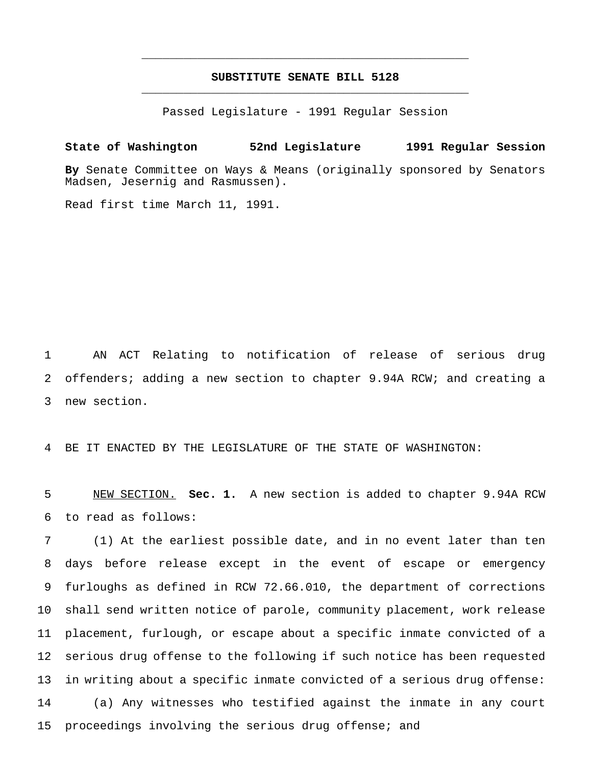# SUBSTITUTE SENATE BILL 5128

Passed Legislature - 1991 Regular Session

**State of Washington 52nd Legislature 1991 Regular Session**

**By** Senate Committee on Ways & Means (originally sponsored by Senators Madsen, Jesernig and Rasmussen).

Read first time March 11, 1991.

AN ACT Relating to notification of release of serious drug offenders; adding a new section to chapter 9.94A RCW; and creating a new section.

BE IT ENACTED BY THE LEGISLATURE OF THE STATE OF WASHINGTON:

NEW SECTION. **Sec. 1.** A new section is added to chapter 9.94A RCW to read as follows:

(1) At the earliest possible date, and in no event later than ten days before release except in the event of escape or emergency furloughs as defined in RCW 72.66.010, the department of corrections shall send written notice of parole, community placement, work release placement, furlough, or escape about a specific inmate convicted of a serious drug offense to the following if such notice has been requested in writing about a specific inmate convicted of a serious drug offense:

(a) Any witnesses who testified against the inmate in any court proceedings involving the serious drug offense; and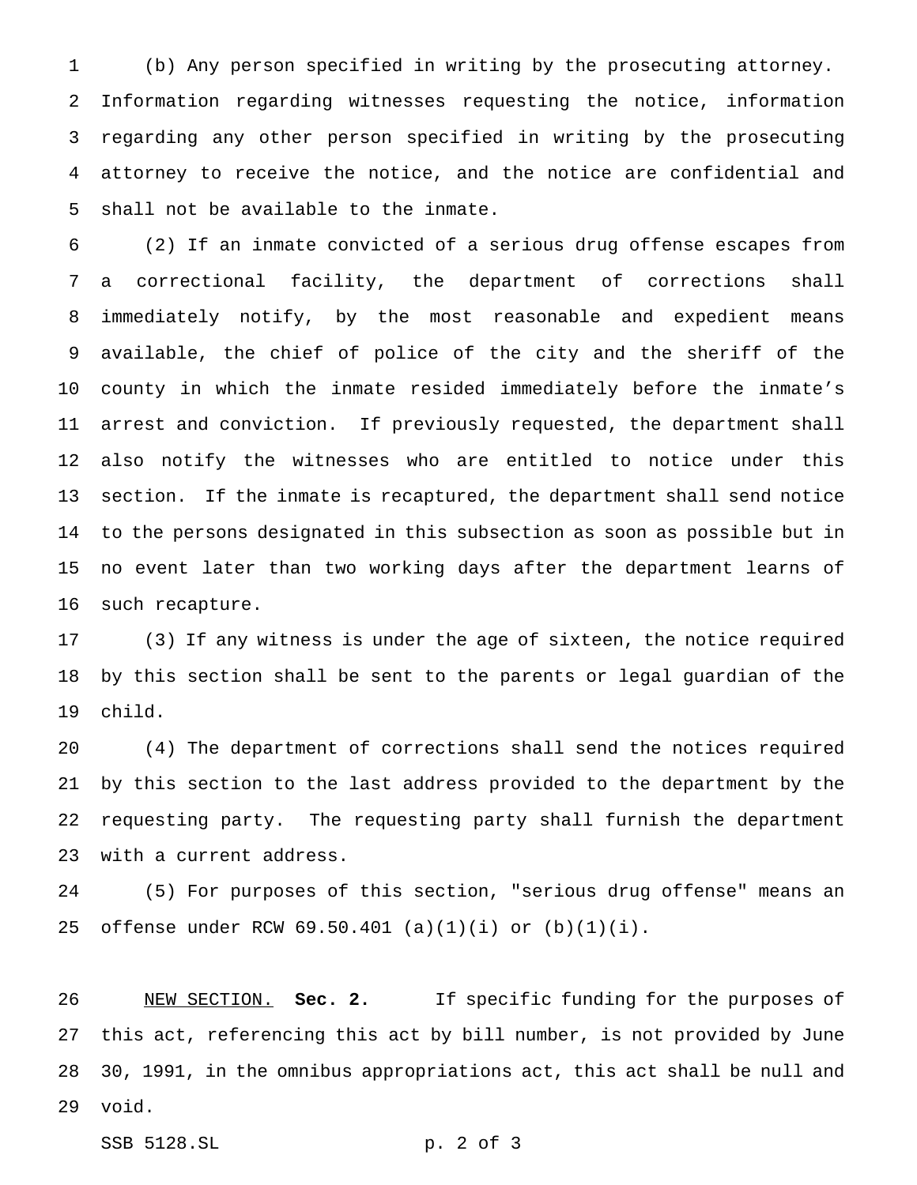(b) Any person specified in writing by the prosecuting attorney. Information regarding witnesses requesting the notice, information regarding any other person specified in writing by the prosecuting attorney to receive the notice, and the notice are confidential and shall not be available to the inmate.

(2) If an inmate convicted of a serious drug offense escapes from a correctional facility, the department of corrections shall immediately notify, by the most reasonable and expedient means available, the chief of police of the city and the sheriff of the county in which the inmate resided immediately before the inmate's arrest and conviction. If previously requested, the department shall also notify the witnesses who are entitled to notice under this section. If the inmate is recaptured, the department shall send notice to the persons designated in this subsection as soon as possible but in no event later than two working days after the department learns of such recapture.

(3) If any witness is under the age of sixteen, the notice required by this section shall be sent to the parents or legal guardian of the child.

(4) The department of corrections shall send the notices required by this section to the last address provided to the department by the requesting party. The requesting party shall furnish the department with a current address.

(5) For purposes of this section, "serious drug offense" means an offense under RCW 69.50.401 (a)(1)(i) or (b)(1)(i).

NEW SECTION. **Sec. 2.** If specific funding for the purposes of this act, referencing this act by bill number, is not provided by June 30, 1991, in the omnibus appropriations act, this act shall be null and void.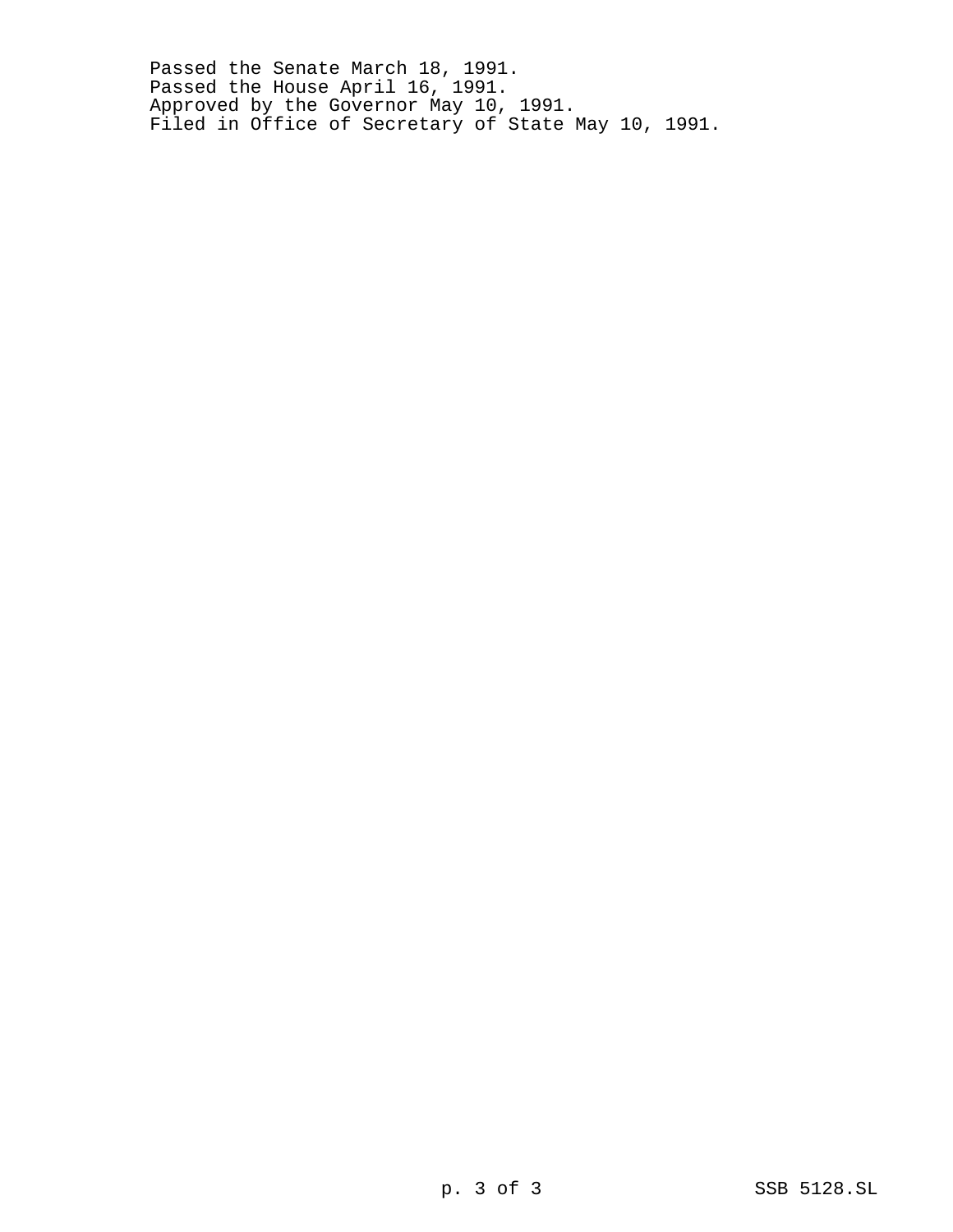Passed the Senate March 18, 1991.
Passed the House April 16, 1991.
Approved by the Governor May 10, 1991.
Filed in Office of Secretary of State May 10, 1991.